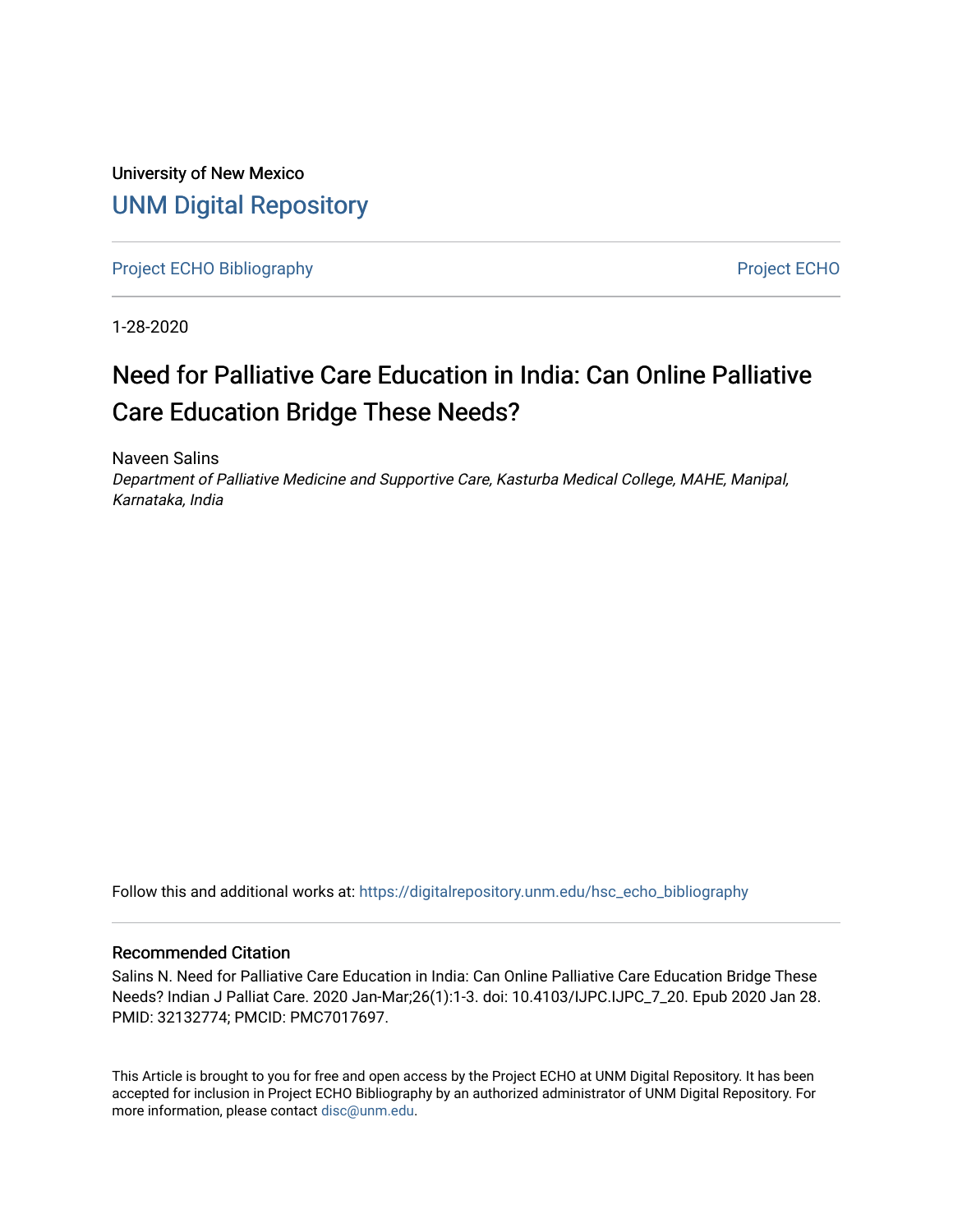University of New Mexico

# UNM Digital Repository

Project ECHO Bibliography | Project ECHO

1-28-2020

## Need for Palliative Care Education in India: Can Online Palliative Care Education Bridge These Needs?

Naveen Salins

*Department of Palliative Medicine and Supportive Care, Kasturba Medical College, MAHE, Manipal, Karnataka, India*

Follow this and additional works at: https://digitalrepository.unm.edu/hsc_echo_bibliography

### Recommended Citation

Salins N. Need for Palliative Care Education in India: Can Online Palliative Care Education Bridge These Needs? Indian J Palliat Care. 2020 Jan-Mar;26(1):1-3. doi: 10.4103/IJPC.IJPC_7_20. Epub 2020 Jan 28. PMID: 32132774; PMCID: PMC7017697.

This Article is brought to you for free and open access by the Project ECHO at UNM Digital Repository. It has been accepted for inclusion in Project ECHO Bibliography by an authorized administrator of UNM Digital Repository. For more information, please contact disc@unm.edu.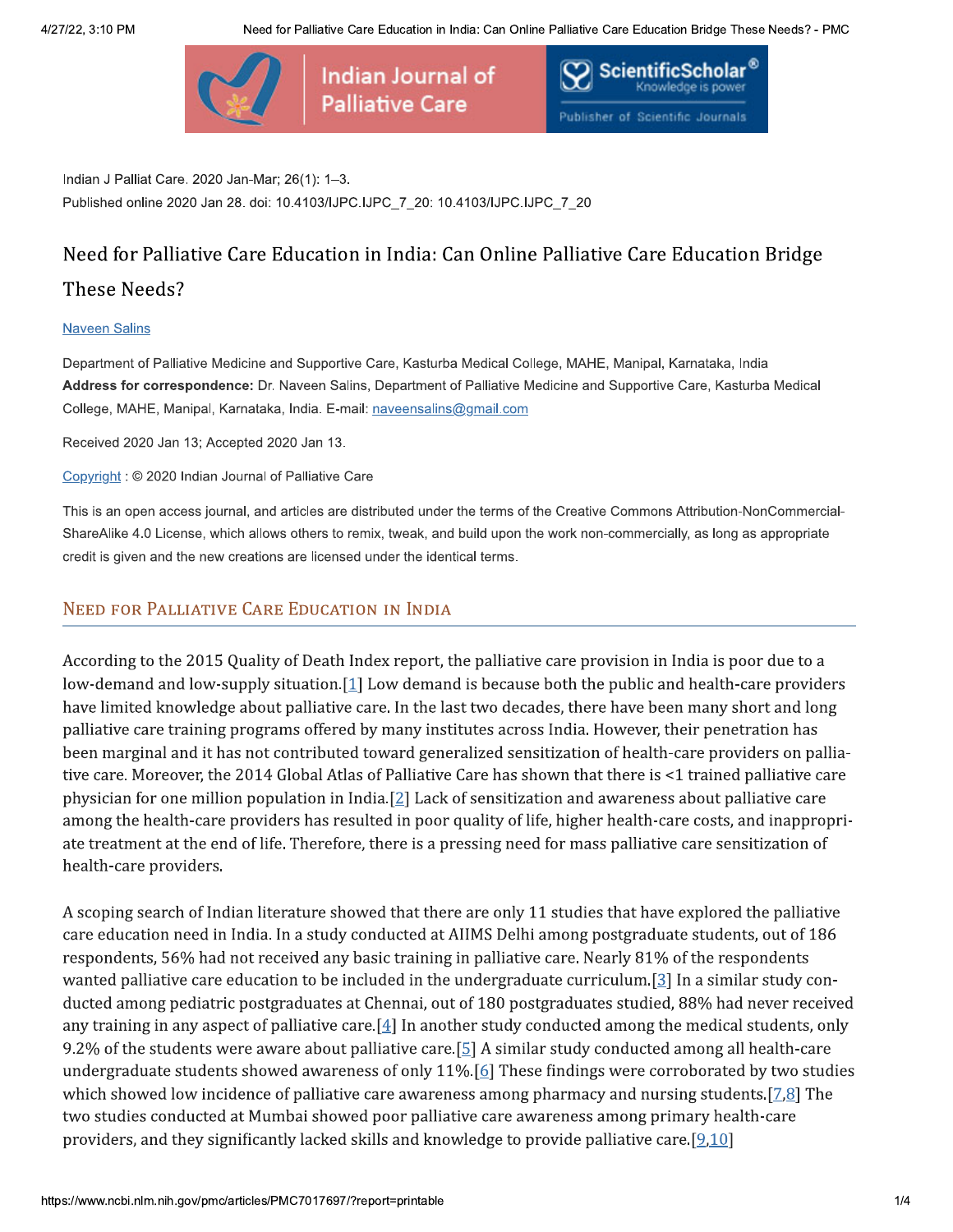Indian J Palliat Care. 2020 Jan-Mar; 26(1): 1–3.

Published online 2020 Jan 28. doi: 10.4103/IJPC.IJPC_7_20: 10.4103/IJPC.IJPC_7_20

# Need for Palliative Care Education in India: Can Online Palliative Care Education Bridge These Needs?

Naveen Salins

Department of Palliative Medicine and Supportive Care, Kasturba Medical College, MAHE, Manipal, Karnataka, India

**Address for correspondence:** Dr. Naveen Salins, Department of Palliative Medicine and Supportive Care, Kasturba Medical College, MAHE, Manipal, Karnataka, India. E-mail: naveensalins@gmail.com

Received 2020 Jan 13; Accepted 2020 Jan 13.

Copyright : © 2020 Indian Journal of Palliative Care

This is an open access journal, and articles are distributed under the terms of the Creative Commons Attribution-NonCommercial-ShareAlike 4.0 License, which allows others to remix, tweak, and build upon the work non-commercially, as long as appropriate credit is given and the new creations are licensed under the identical terms.

## Need for Palliative Care Education in India

According to the 2015 Quality of Death Index report, the palliative care provision in India is poor due to a low-demand and low-supply situation.[1] Low demand is because both the public and health-care providers have limited knowledge about palliative care. In the last two decades, there have been many short and long palliative care training programs offered by many institutes across India. However, their penetration has been marginal and it has not contributed toward generalized sensitization of health-care providers on palliative care. Moreover, the 2014 Global Atlas of Palliative Care has shown that there is <1 trained palliative care physician for one million population in India.[2] Lack of sensitization and awareness about palliative care among the health-care providers has resulted in poor quality of life, higher health-care costs, and inappropriate treatment at the end of life. Therefore, there is a pressing need for mass palliative care sensitization of health-care providers.

A scoping search of Indian literature showed that there are only 11 studies that have explored the palliative care education need in India. In a study conducted at AIIMS Delhi among postgraduate students, out of 186 respondents, 56% had not received any basic training in palliative care. Nearly 81% of the respondents wanted palliative care education to be included in the undergraduate curriculum.[3] In a similar study conducted among pediatric postgraduates at Chennai, out of 180 postgraduates studied, 88% had never received any training in any aspect of palliative care.[4] In another study conducted among the medical students, only 9.2% of the students were aware about palliative care.[5] A similar study conducted among all health-care undergraduate students showed awareness of only 11%.[6] These findings were corroborated by two studies which showed low incidence of palliative care awareness among pharmacy and nursing students.[7,8] The two studies conducted at Mumbai showed poor palliative care awareness among primary health-care providers, and they significantly lacked skills and knowledge to provide palliative care.[9,10]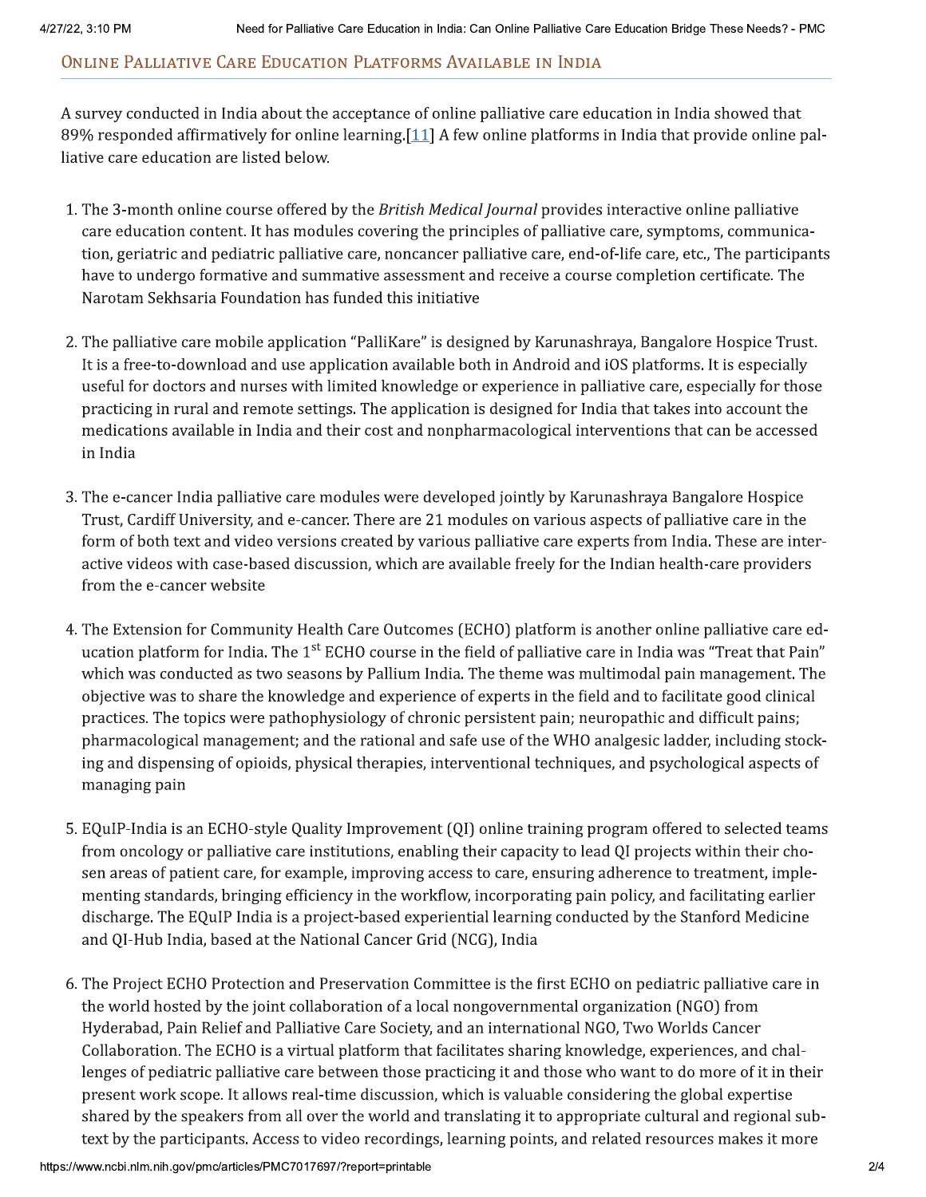## Online Palliative Care Education Platforms Available in India

A survey conducted in India about the acceptance of online palliative care education in India showed that 89% responded affirmatively for online learning.[11] A few online platforms in India that provide online palliative care education are listed below.

1. The 3-month online course offered by the *British Medical Journal* provides interactive online palliative care education content. It has modules covering the principles of palliative care, symptoms, communication, geriatric and pediatric palliative care, noncancer palliative care, end-of-life care, etc., The participants have to undergo formative and summative assessment and receive a course completion certificate. The Narotam Sekhsaria Foundation has funded this initiative

2. The palliative care mobile application "PalliKare" is designed by Karunashraya, Bangalore Hospice Trust. It is a free-to-download and use application available both in Android and iOS platforms. It is especially useful for doctors and nurses with limited knowledge or experience in palliative care, especially for those practicing in rural and remote settings. The application is designed for India that takes into account the medications available in India and their cost and nonpharmacological interventions that can be accessed in India

3. The e-cancer India palliative care modules were developed jointly by Karunashraya Bangalore Hospice Trust, Cardiff University, and e-cancer. There are 21 modules on various aspects of palliative care in the form of both text and video versions created by various palliative care experts from India. These are interactive videos with case-based discussion, which are available freely for the Indian health-care providers from the e-cancer website

4. The Extension for Community Health Care Outcomes (ECHO) platform is another online palliative care education platform for India. The 1st ECHO course in the field of palliative care in India was "Treat that Pain" which was conducted as two seasons by Pallium India. The theme was multimodal pain management. The objective was to share the knowledge and experience of experts in the field and to facilitate good clinical practices. The topics were pathophysiology of chronic persistent pain; neuropathic and difficult pains; pharmacological management; and the rational and safe use of the WHO analgesic ladder, including stocking and dispensing of opioids, physical therapies, interventional techniques, and psychological aspects of managing pain

5. EQuIP-India is an ECHO-style Quality Improvement (QI) online training program offered to selected teams from oncology or palliative care institutions, enabling their capacity to lead QI projects within their chosen areas of patient care, for example, improving access to care, ensuring adherence to treatment, implementing standards, bringing efficiency in the workflow, incorporating pain policy, and facilitating earlier discharge. The EQuIP India is a project-based experiential learning conducted by the Stanford Medicine and QI-Hub India, based at the National Cancer Grid (NCG), India

6. The Project ECHO Protection and Preservation Committee is the first ECHO on pediatric palliative care in the world hosted by the joint collaboration of a local nongovernmental organization (NGO) from Hyderabad, Pain Relief and Palliative Care Society, and an international NGO, Two Worlds Cancer Collaboration. The ECHO is a virtual platform that facilitates sharing knowledge, experiences, and challenges of pediatric palliative care between those practicing it and those who want to do more of it in their present work scope. It allows real-time discussion, which is valuable considering the global expertise shared by the speakers from all over the world and translating it to appropriate cultural and regional subtext by the participants. Access to video recordings, learning points, and related resources makes it more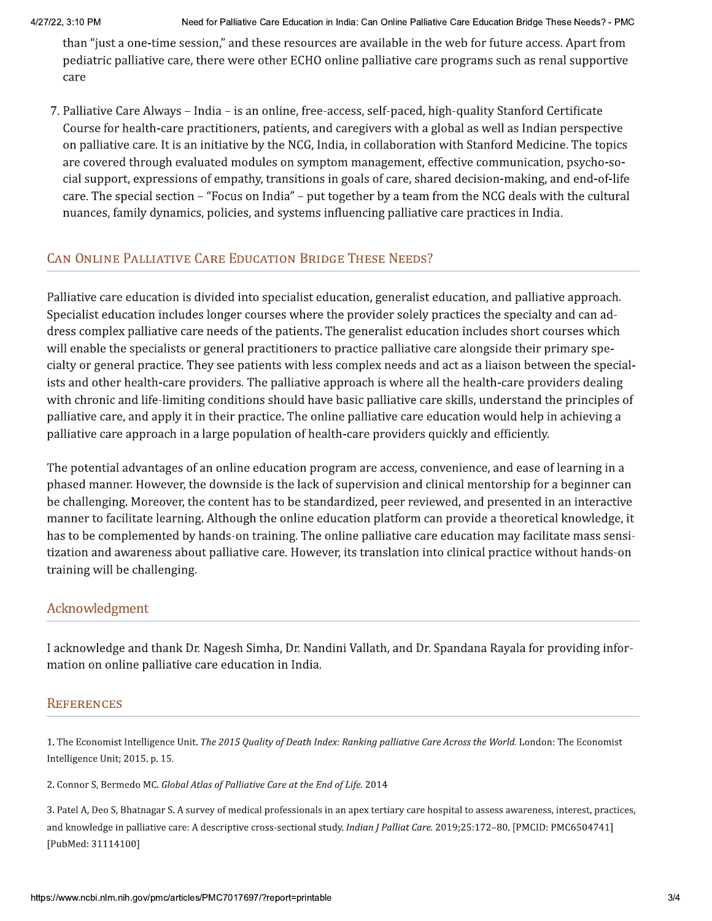than “just a one-time session,” and these resources are available in the web for future access. Apart from pediatric palliative care, there were other ECHO online palliative care programs such as renal supportive care

7. Palliative Care Always – India – is an online, free-access, self-paced, high-quality Stanford Certificate Course for health-care practitioners, patients, and caregivers with a global as well as Indian perspective on palliative care. It is an initiative by the NCG, India, in collaboration with Stanford Medicine. The topics are covered through evaluated modules on symptom management, effective communication, psycho-social support, expressions of empathy, transitions in goals of care, shared decision-making, and end-of-life care. The special section – “Focus on India” – put together by a team from the NCG deals with the cultural nuances, family dynamics, policies, and systems influencing palliative care practices in India.

## Can Online Palliative Care Education Bridge These Needs?

Palliative care education is divided into specialist education, generalist education, and palliative approach. Specialist education includes longer courses where the provider solely practices the specialty and can address complex palliative care needs of the patients. The generalist education includes short courses which will enable the specialists or general practitioners to practice palliative care alongside their primary specialty or general practice. They see patients with less complex needs and act as a liaison between the specialists and other health-care providers. The palliative approach is where all the health-care providers dealing with chronic and life-limiting conditions should have basic palliative care skills, understand the principles of palliative care, and apply it in their practice. The online palliative care education would help in achieving a palliative care approach in a large population of health-care providers quickly and efficiently.

The potential advantages of an online education program are access, convenience, and ease of learning in a phased manner. However, the downside is the lack of supervision and clinical mentorship for a beginner can be challenging. Moreover, the content has to be standardized, peer reviewed, and presented in an interactive manner to facilitate learning. Although the online education platform can provide a theoretical knowledge, it has to be complemented by hands-on training. The online palliative care education may facilitate mass sensitization and awareness about palliative care. However, its translation into clinical practice without hands-on training will be challenging.

## Acknowledgment

I acknowledge and thank Dr. Nagesh Simha, Dr. Nandini Vallath, and Dr. Spandana Rayala for providing information on online palliative care education in India.

## References

1. The Economist Intelligence Unit. *The 2015 Quality of Death Index: Ranking palliative Care Across the World.* London: The Economist Intelligence Unit; 2015. p. 15.

2. Connor S, Bermedo MC. *Global Atlas of Palliative Care at the End of Life.* 2014

3. Patel A, Deo S, Bhatnagar S. A survey of medical professionals in an apex tertiary care hospital to assess awareness, interest, practices, and knowledge in palliative care: A descriptive cross-sectional study. *Indian J Palliat Care.* 2019;25:172–80. [PMCID: PMC6504741] [PubMed: 31114100]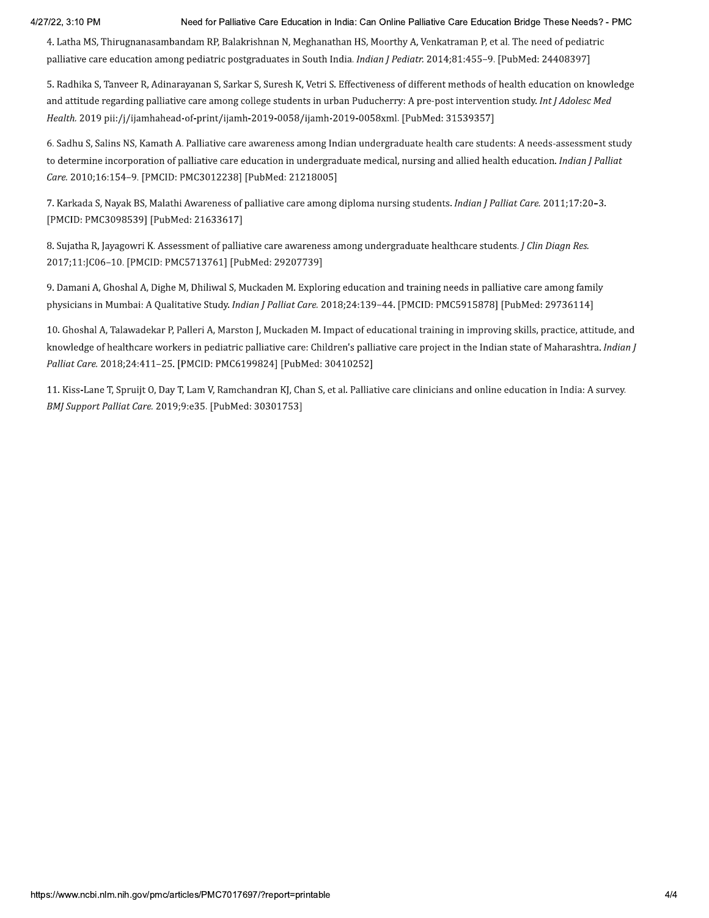4. Latha MS, Thirugnanasambandam RP, Balakrishnan N, Meghanathan HS, Moorthy A, Venkatraman P, et al. The need of pediatric palliative care education among pediatric postgraduates in South India. *Indian J Pediatr.* 2014;81:455–9. [PubMed: 24408397]

5. Radhika S, Tanveer R, Adinarayanan S, Sarkar S, Suresh K, Vetri S. Effectiveness of different methods of health education on knowledge and attitude regarding palliative care among college students in urban Puducherry: A pre-post intervention study. *Int J Adolesc Med Health.* 2019 pii:/j/ijamhahead-of-print/ijamh-2019-0058/ijamh-2019-0058xml. [PubMed: 31539357]

6. Sadhu S, Salins NS, Kamath A. Palliative care awareness among Indian undergraduate health care students: A needs-assessment study to determine incorporation of palliative care education in undergraduate medical, nursing and allied health education. *Indian J Palliat Care.* 2010;16:154–9. [PMCID: PMC3012238] [PubMed: 21218005]

7. Karkada S, Nayak BS, Malathi Awareness of palliative care among diploma nursing students. *Indian J Palliat Care.* 2011;17:20–3. [PMCID: PMC3098539] [PubMed: 21633617]

8. Sujatha R, Jayagowri K. Assessment of palliative care awareness among undergraduate healthcare students. *J Clin Diagn Res.* 2017;11:JC06–10. [PMCID: PMC5713761] [PubMed: 29207739]

9. Damani A, Ghoshal A, Dighe M, Dhiliwal S, Muckaden M. Exploring education and training needs in palliative care among family physicians in Mumbai: A Qualitative Study. *Indian J Palliat Care.* 2018;24:139–44. [PMCID: PMC5915878] [PubMed: 29736114]

10. Ghoshal A, Talawadekar P, Palleri A, Marston J, Muckaden M. Impact of educational training in improving skills, practice, attitude, and knowledge of healthcare workers in pediatric palliative care: Children's palliative care project in the Indian state of Maharashtra. *Indian J Palliat Care.* 2018;24:411–25. [PMCID: PMC6199824] [PubMed: 30410252]

11. Kiss-Lane T, Spruijt O, Day T, Lam V, Ramchandran KJ, Chan S, et al. Palliative care clinicians and online education in India: A survey. *BMJ Support Palliat Care.* 2019;9:e35. [PubMed: 30301753]